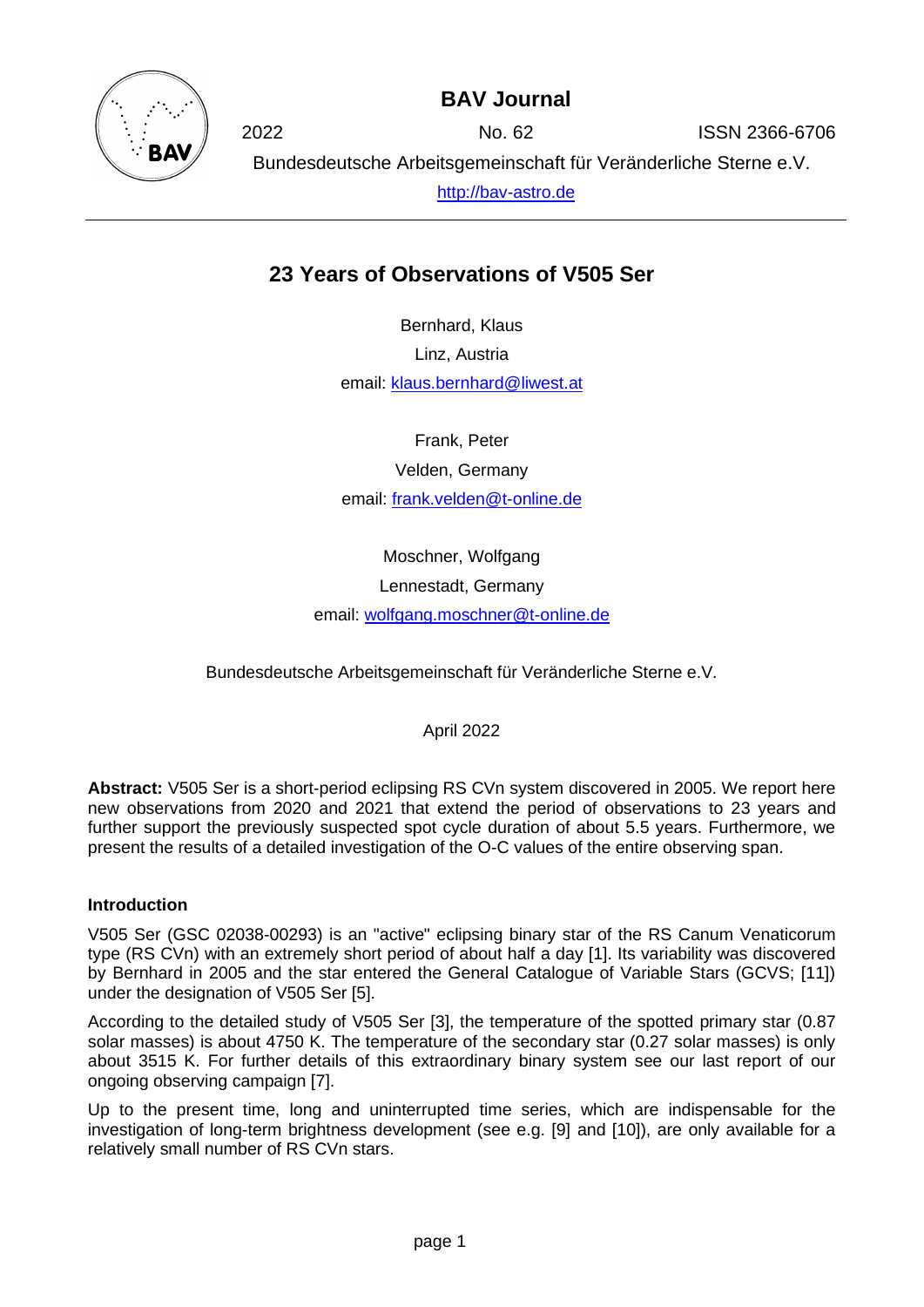**BAV Journal**

2022 No. 62 ISSN 2366-6706

Bundesdeutsche Arbeitsgemeinschaft für Veränderliche Sterne e.V.

http://bav-astro.de

# 23 Years of Observations of V505 Ser

Bernhard, Klaus

Linz, Austria

email: klaus.bernhard@liwest.at

Frank, Peter

Velden, Germany

email: frank.velden@t-online.de

Moschner, Wolfgang

Lennestadt, Germany

email: wolfgang.moschner@t-online.de

Bundesdeutsche Arbeitsgemeinschaft für Veränderliche Sterne e.V.

April 2022

**Abstract:** V505 Ser is a short-period eclipsing RS CVn system discovered in 2005. We report here new observations from 2020 and 2021 that extend the period of observations to 23 years and further support the previously suspected spot cycle duration of about 5.5 years. Furthermore, we present the results of a detailed investigation of the O-C values of the entire observing span.

### Introduction

V505 Ser (GSC 02038-00293) is an "active" eclipsing binary star of the RS Canum Venaticorum type (RS CVn) with an extremely short period of about half a day [1]. Its variability was discovered by Bernhard in 2005 and the star entered the General Catalogue of Variable Stars (GCVS; [11]) under the designation of V505 Ser [5].

According to the detailed study of V505 Ser [3], the temperature of the spotted primary star (0.87 solar masses) is about 4750 K. The temperature of the secondary star (0.27 solar masses) is only about 3515 K. For further details of this extraordinary binary system see our last report of our ongoing observing campaign [7].

Up to the present time, long and uninterrupted time series, which are indispensable for the investigation of long-term brightness development (see e.g. [9] and [10]), are only available for a relatively small number of RS CVn stars.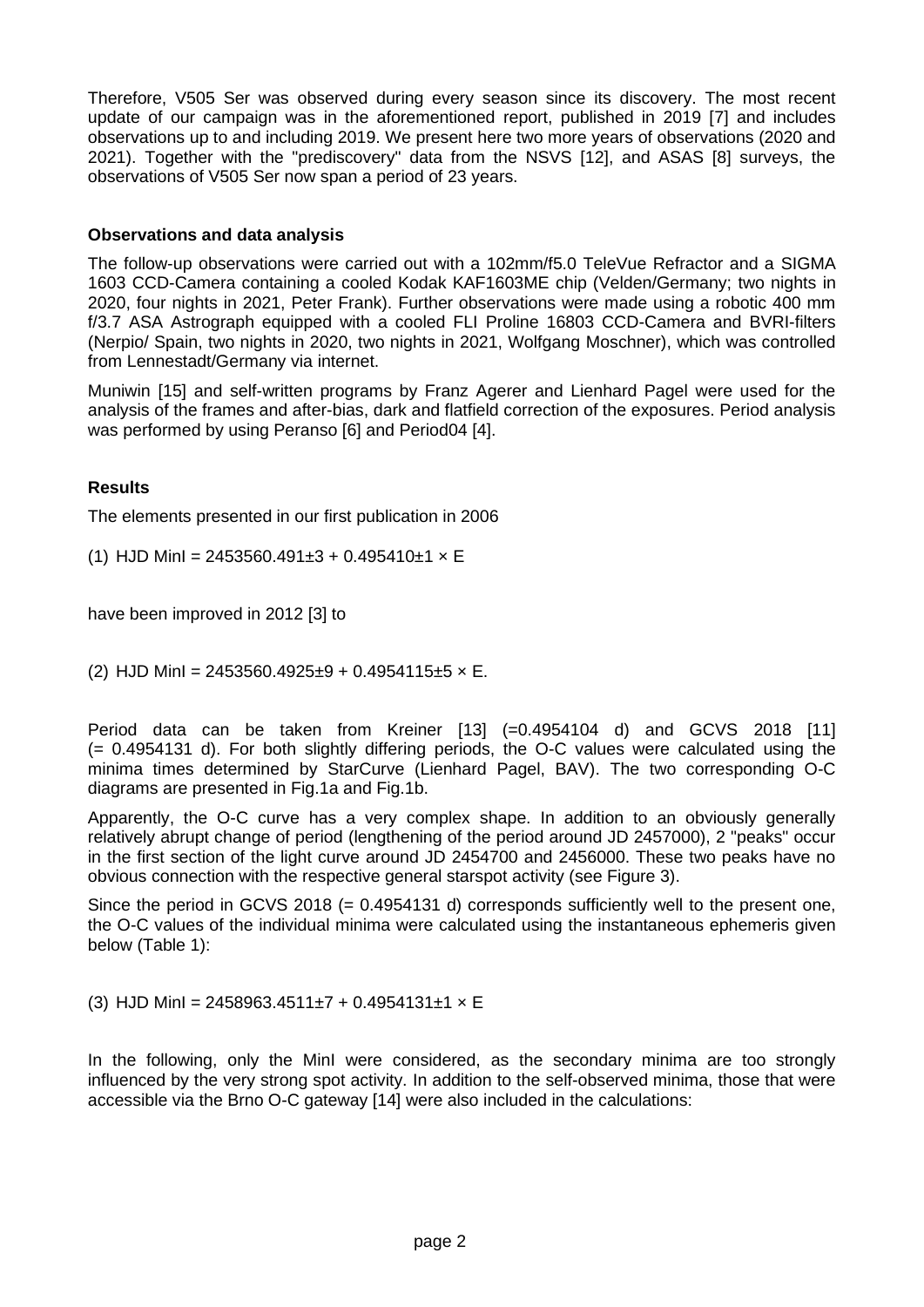Therefore, V505 Ser was observed during every season since its discovery. The most recent update of our campaign was in the aforementioned report, published in 2019 [7] and includes observations up to and including 2019. We present here two more years of observations (2020 and 2021). Together with the "prediscovery" data from the NSVS [12], and ASAS [8] surveys, the observations of V505 Ser now span a period of 23 years.

**Observations and data analysis**

The follow-up observations were carried out with a 102mm/f5.0 TeleVue Refractor and a SIGMA 1603 CCD-Camera containing a cooled Kodak KAF1603ME chip (Velden/Germany; two nights in 2020, four nights in 2021, Peter Frank). Further observations were made using a robotic 400 mm f/3.7 ASA Astrograph equipped with a cooled FLI Proline 16803 CCD-Camera and BVRI-filters (Nerpio/ Spain, two nights in 2020, two nights in 2021, Wolfgang Moschner), which was controlled from Lennestadt/Germany via internet.

Muniwin [15] and self-written programs by Franz Agerer and Lienhard Pagel were used for the analysis of the frames and after-bias, dark and flatfield correction of the exposures. Period analysis was performed by using Peranso [6] and Period04 [4].

**Results**

The elements presented in our first publication in 2006

(1) HJD MinI = 2453560.491±3 + 0.495410±1 × E

have been improved in 2012 [3] to

(2) HJD MinI = 2453560.4925±9 + 0.4954115±5 × E.

Period data can be taken from Kreiner [13] (=0.4954104 d) and GCVS 2018 [11] (= 0.4954131 d). For both slightly differing periods, the O-C values were calculated using the minima times determined by StarCurve (Lienhard Pagel, BAV). The two corresponding O-C diagrams are presented in Fig.1a and Fig.1b.

Apparently, the O-C curve has a very complex shape. In addition to an obviously generally relatively abrupt change of period (lengthening of the period around JD 2457000), 2 "peaks" occur in the first section of the light curve around JD 2454700 and 2456000. These two peaks have no obvious connection with the respective general starspot activity (see Figure 3).

Since the period in GCVS 2018 (= 0.4954131 d) corresponds sufficiently well to the present one, the O-C values of the individual minima were calculated using the instantaneous ephemeris given below (Table 1):

(3) HJD MinI = 2458963.4511±7 + 0.4954131±1 × E

In the following, only the MinI were considered, as the secondary minima are too strongly influenced by the very strong spot activity. In addition to the self-observed minima, those that were accessible via the Brno O-C gateway [14] were also included in the calculations: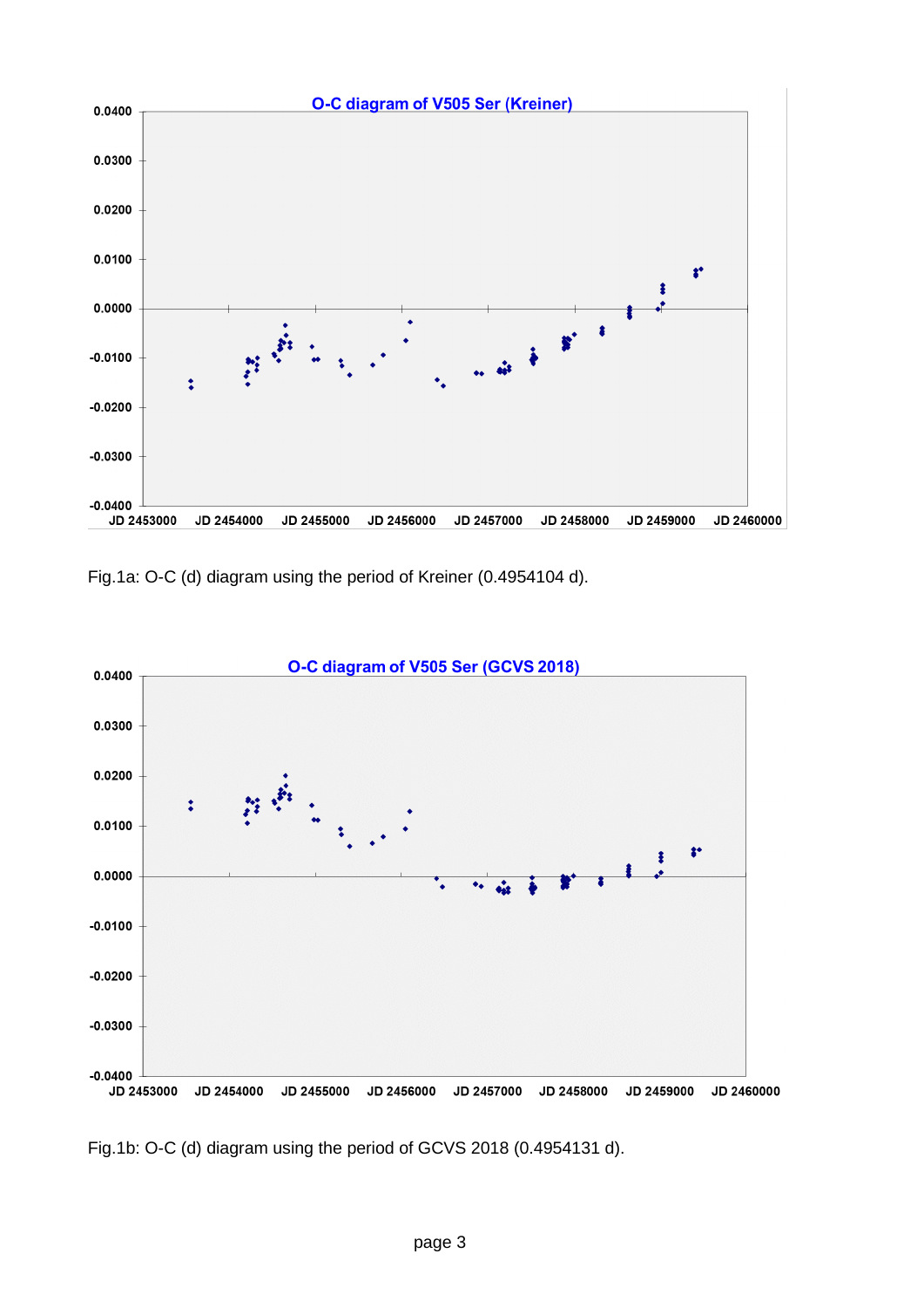Fig.1a: O-C (d) diagram using the period of Kreiner (0.4954104 d).

Fig.1b: O-C (d) diagram using the period of GCVS 2018 (0.4954131 d).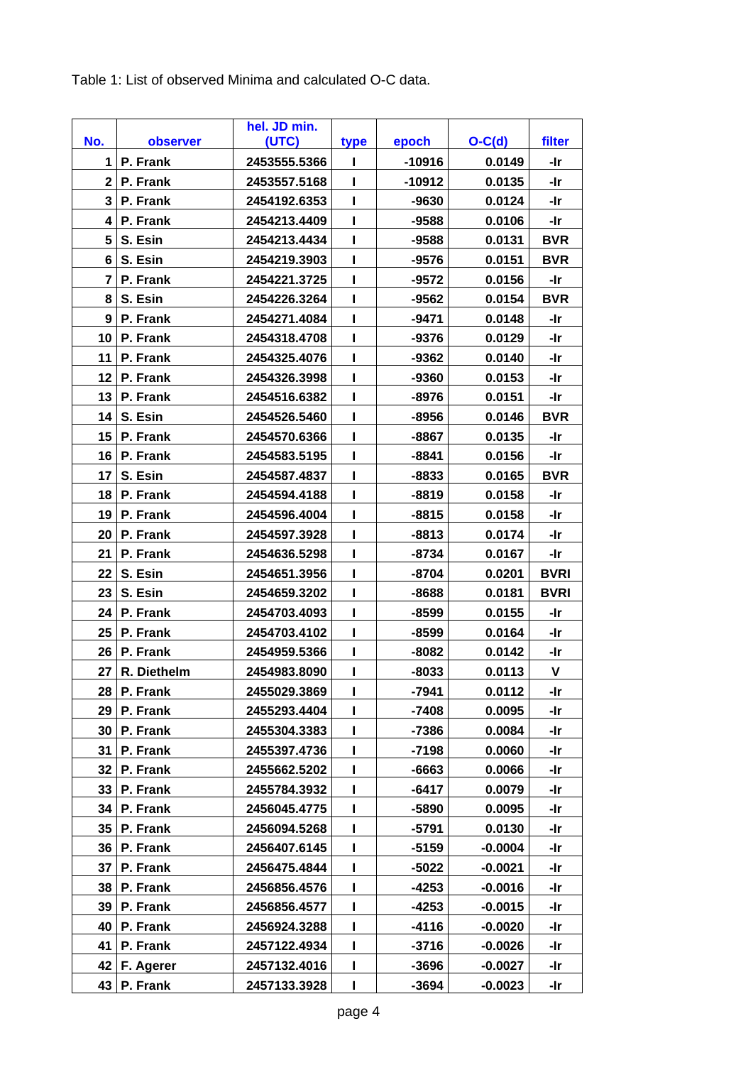Table 1: List of observed Minima and calculated O-C data.

| No. | observer | hel. JD min. (UTC) | type | epoch | O-C(d) | filter |
|---|---|---|---|---|---|---|
| 1 | P. Frank | 2453555.5366 | I | -10916 | 0.0149 | -Ir |
| 2 | P. Frank | 2453557.5168 | I | -10912 | 0.0135 | -Ir |
| 3 | P. Frank | 2454192.6353 | I | -9630 | 0.0124 | -Ir |
| 4 | P. Frank | 2454213.4409 | I | -9588 | 0.0106 | -Ir |
| 5 | S. Esin | 2454213.4434 | I | -9588 | 0.0131 | BVR |
| 6 | S. Esin | 2454219.3903 | I | -9576 | 0.0151 | BVR |
| 7 | P. Frank | 2454221.3725 | I | -9572 | 0.0156 | -Ir |
| 8 | S. Esin | 2454226.3264 | I | -9562 | 0.0154 | BVR |
| 9 | P. Frank | 2454271.4084 | I | -9471 | 0.0148 | -Ir |
| 10 | P. Frank | 2454318.4708 | I | -9376 | 0.0129 | -Ir |
| 11 | P. Frank | 2454325.4076 | I | -9362 | 0.0140 | -Ir |
| 12 | P. Frank | 2454326.3998 | I | -9360 | 0.0153 | -Ir |
| 13 | P. Frank | 2454516.6382 | I | -8976 | 0.0151 | -Ir |
| 14 | S. Esin | 2454526.5460 | I | -8956 | 0.0146 | BVR |
| 15 | P. Frank | 2454570.6366 | I | -8867 | 0.0135 | -Ir |
| 16 | P. Frank | 2454583.5195 | I | -8841 | 0.0156 | -Ir |
| 17 | S. Esin | 2454587.4837 | I | -8833 | 0.0165 | BVR |
| 18 | P. Frank | 2454594.4188 | I | -8819 | 0.0158 | -Ir |
| 19 | P. Frank | 2454596.4004 | I | -8815 | 0.0158 | -Ir |
| 20 | P. Frank | 2454597.3928 | I | -8813 | 0.0174 | -Ir |
| 21 | P. Frank | 2454636.5298 | I | -8734 | 0.0167 | -Ir |
| 22 | S. Esin | 2454651.3956 | I | -8704 | 0.0201 | BVRI |
| 23 | S. Esin | 2454659.3202 | I | -8688 | 0.0181 | BVRI |
| 24 | P. Frank | 2454703.4093 | I | -8599 | 0.0155 | -Ir |
| 25 | P. Frank | 2454703.4102 | I | -8599 | 0.0164 | -Ir |
| 26 | P. Frank | 2454959.5366 | I | -8082 | 0.0142 | -Ir |
| 27 | R. Diethelm | 2454983.8090 | I | -8033 | 0.0113 | V |
| 28 | P. Frank | 2455029.3869 | I | -7941 | 0.0112 | -Ir |
| 29 | P. Frank | 2455293.4404 | I | -7408 | 0.0095 | -Ir |
| 30 | P. Frank | 2455304.3383 | I | -7386 | 0.0084 | -Ir |
| 31 | P. Frank | 2455397.4736 | I | -7198 | 0.0060 | -Ir |
| 32 | P. Frank | 2455662.5202 | I | -6663 | 0.0066 | -Ir |
| 33 | P. Frank | 2455784.3932 | I | -6417 | 0.0079 | -Ir |
| 34 | P. Frank | 2456045.4775 | I | -5890 | 0.0095 | -Ir |
| 35 | P. Frank | 2456094.5268 | I | -5791 | 0.0130 | -Ir |
| 36 | P. Frank | 2456407.6145 | I | -5159 | -0.0004 | -Ir |
| 37 | P. Frank | 2456475.4844 | I | -5022 | -0.0021 | -Ir |
| 38 | P. Frank | 2456856.4576 | I | -4253 | -0.0016 | -Ir |
| 39 | P. Frank | 2456856.4577 | I | -4253 | -0.0015 | -Ir |
| 40 | P. Frank | 2456924.3288 | I | -4116 | -0.0020 | -Ir |
| 41 | P. Frank | 2457122.4934 | I | -3716 | -0.0026 | -Ir |
| 42 | F. Agerer | 2457132.4016 | I | -3696 | -0.0027 | -Ir |
| 43 | P. Frank | 2457133.3928 | I | -3694 | -0.0023 | -Ir |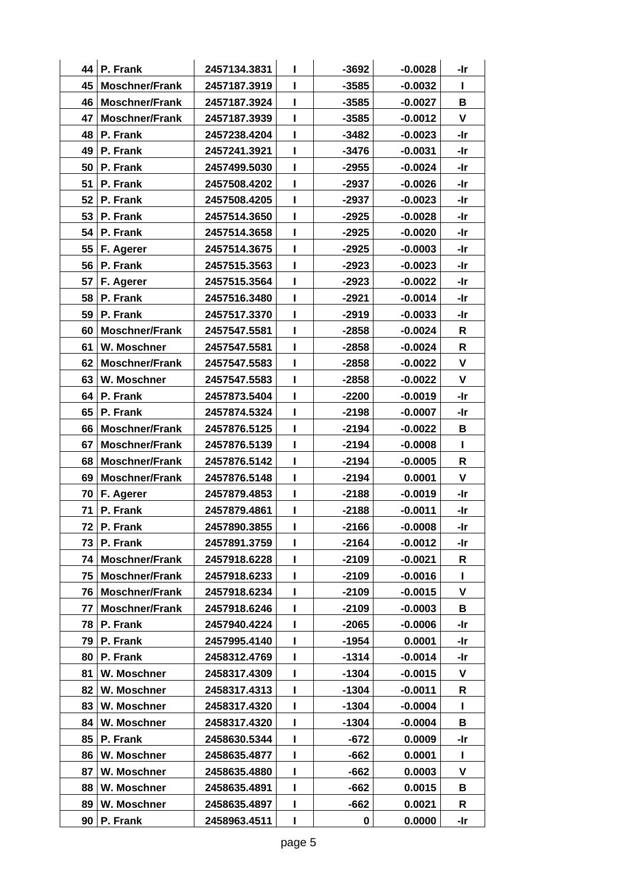| | | | | | | |
|---|---|---|---|---|---|---|
| 44 | P. Frank | 2457134.3831 | I | -3692 | -0.0028 | -Ir |
| 45 | Moschner/Frank | 2457187.3919 | I | -3585 | -0.0032 | I |
| 46 | Moschner/Frank | 2457187.3924 | I | -3585 | -0.0027 | B |
| 47 | Moschner/Frank | 2457187.3939 | I | -3585 | -0.0012 | V |
| 48 | P. Frank | 2457238.4204 | I | -3482 | -0.0023 | -Ir |
| 49 | P. Frank | 2457241.3921 | I | -3476 | -0.0031 | -Ir |
| 50 | P. Frank | 2457499.5030 | I | -2955 | -0.0024 | -Ir |
| 51 | P. Frank | 2457508.4202 | I | -2937 | -0.0026 | -Ir |
| 52 | P. Frank | 2457508.4205 | I | -2937 | -0.0023 | -Ir |
| 53 | P. Frank | 2457514.3650 | I | -2925 | -0.0028 | -Ir |
| 54 | P. Frank | 2457514.3658 | I | -2925 | -0.0020 | -Ir |
| 55 | F. Agerer | 2457514.3675 | I | -2925 | -0.0003 | -Ir |
| 56 | P. Frank | 2457515.3563 | I | -2923 | -0.0023 | -Ir |
| 57 | F. Agerer | 2457515.3564 | I | -2923 | -0.0022 | -Ir |
| 58 | P. Frank | 2457516.3480 | I | -2921 | -0.0014 | -Ir |
| 59 | P. Frank | 2457517.3370 | I | -2919 | -0.0033 | -Ir |
| 60 | Moschner/Frank | 2457547.5581 | I | -2858 | -0.0024 | R |
| 61 | W. Moschner | 2457547.5581 | I | -2858 | -0.0024 | R |
| 62 | Moschner/Frank | 2457547.5583 | I | -2858 | -0.0022 | V |
| 63 | W. Moschner | 2457547.5583 | I | -2858 | -0.0022 | V |
| 64 | P. Frank | 2457873.5404 | I | -2200 | -0.0019 | -Ir |
| 65 | P. Frank | 2457874.5324 | I | -2198 | -0.0007 | -Ir |
| 66 | Moschner/Frank | 2457876.5125 | I | -2194 | -0.0022 | B |
| 67 | Moschner/Frank | 2457876.5139 | I | -2194 | -0.0008 | I |
| 68 | Moschner/Frank | 2457876.5142 | I | -2194 | -0.0005 | R |
| 69 | Moschner/Frank | 2457876.5148 | I | -2194 | 0.0001 | V |
| 70 | F. Agerer | 2457879.4853 | I | -2188 | -0.0019 | -Ir |
| 71 | P. Frank | 2457879.4861 | I | -2188 | -0.0011 | -Ir |
| 72 | P. Frank | 2457890.3855 | I | -2166 | -0.0008 | -Ir |
| 73 | P. Frank | 2457891.3759 | I | -2164 | -0.0012 | -Ir |
| 74 | Moschner/Frank | 2457918.6228 | I | -2109 | -0.0021 | R |
| 75 | Moschner/Frank | 2457918.6233 | I | -2109 | -0.0016 | I |
| 76 | Moschner/Frank | 2457918.6234 | I | -2109 | -0.0015 | V |
| 77 | Moschner/Frank | 2457918.6246 | I | -2109 | -0.0003 | B |
| 78 | P. Frank | 2457940.4224 | I | -2065 | -0.0006 | -Ir |
| 79 | P. Frank | 2457995.4140 | I | -1954 | 0.0001 | -Ir |
| 80 | P. Frank | 2458312.4769 | I | -1314 | -0.0014 | -Ir |
| 81 | W. Moschner | 2458317.4309 | I | -1304 | -0.0015 | V |
| 82 | W. Moschner | 2458317.4313 | I | -1304 | -0.0011 | R |
| 83 | W. Moschner | 2458317.4320 | I | -1304 | -0.0004 | I |
| 84 | W. Moschner | 2458317.4320 | I | -1304 | -0.0004 | B |
| 85 | P. Frank | 2458630.5344 | I | -672 | 0.0009 | -Ir |
| 86 | W. Moschner | 2458635.4877 | I | -662 | 0.0001 | I |
| 87 | W. Moschner | 2458635.4880 | I | -662 | 0.0003 | V |
| 88 | W. Moschner | 2458635.4891 | I | -662 | 0.0015 | B |
| 89 | W. Moschner | 2458635.4897 | I | -662 | 0.0021 | R |
| 90 | P. Frank | 2458963.4511 | I | 0 | 0.0000 | -Ir |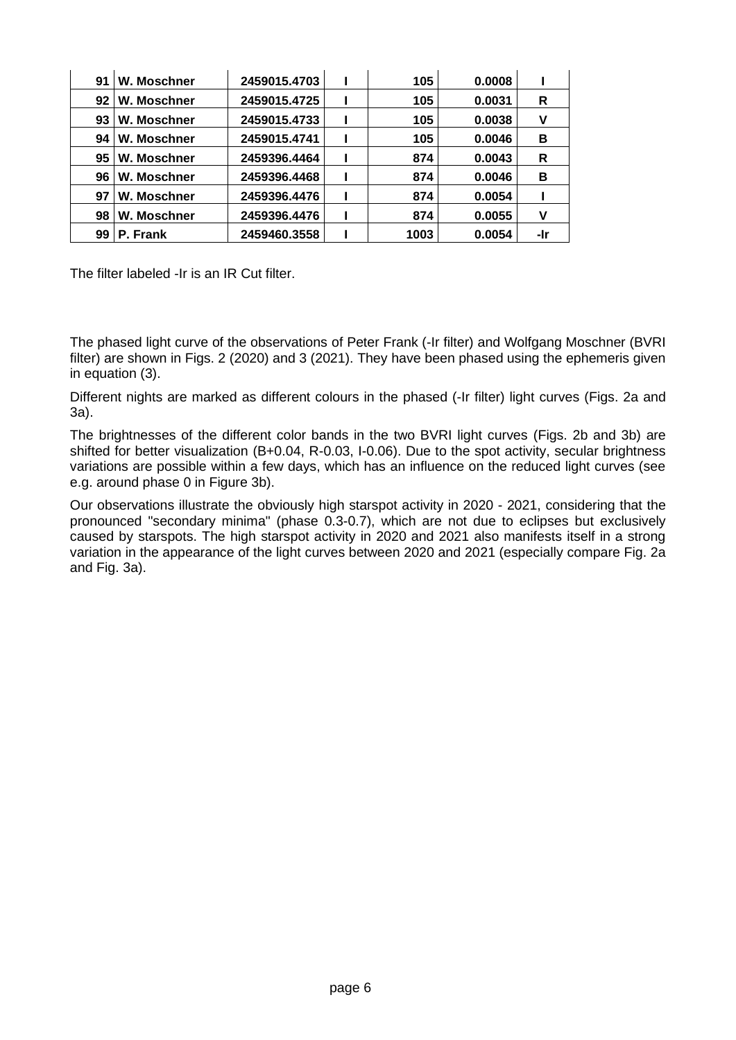| 91 | W. Moschner | 2459015.4703 | I | 105 | 0.0008 | I |
|---|---|---|---|---|---|---|
| 92 | W. Moschner | 2459015.4725 | I | 105 | 0.0031 | R |
| 93 | W. Moschner | 2459015.4733 | I | 105 | 0.0038 | V |
| 94 | W. Moschner | 2459015.4741 | I | 105 | 0.0046 | B |
| 95 | W. Moschner | 2459396.4464 | I | 874 | 0.0043 | R |
| 96 | W. Moschner | 2459396.4468 | I | 874 | 0.0046 | B |
| 97 | W. Moschner | 2459396.4476 | I | 874 | 0.0054 | I |
| 98 | W. Moschner | 2459396.4476 | I | 874 | 0.0055 | V |
| 99 | P. Frank | 2459460.3558 | I | 1003 | 0.0054 | -Ir |

The filter labeled -Ir is an IR Cut filter.

The phased light curve of the observations of Peter Frank (-Ir filter) and Wolfgang Moschner (BVRI filter) are shown in Figs. 2 (2020) and 3 (2021). They have been phased using the ephemeris given in equation (3).

Different nights are marked as different colours in the phased (-Ir filter) light curves (Figs. 2a and 3a).

The brightnesses of the different color bands in the two BVRI light curves (Figs. 2b and 3b) are shifted for better visualization (B+0.04, R-0.03, I-0.06). Due to the spot activity, secular brightness variations are possible within a few days, which has an influence on the reduced light curves (see e.g. around phase 0 in Figure 3b).

Our observations illustrate the obviously high starspot activity in 2020 - 2021, considering that the pronounced "secondary minima" (phase 0.3-0.7), which are not due to eclipses but exclusively caused by starspots. The high starspot activity in 2020 and 2021 also manifests itself in a strong variation in the appearance of the light curves between 2020 and 2021 (especially compare Fig. 2a and Fig. 3a).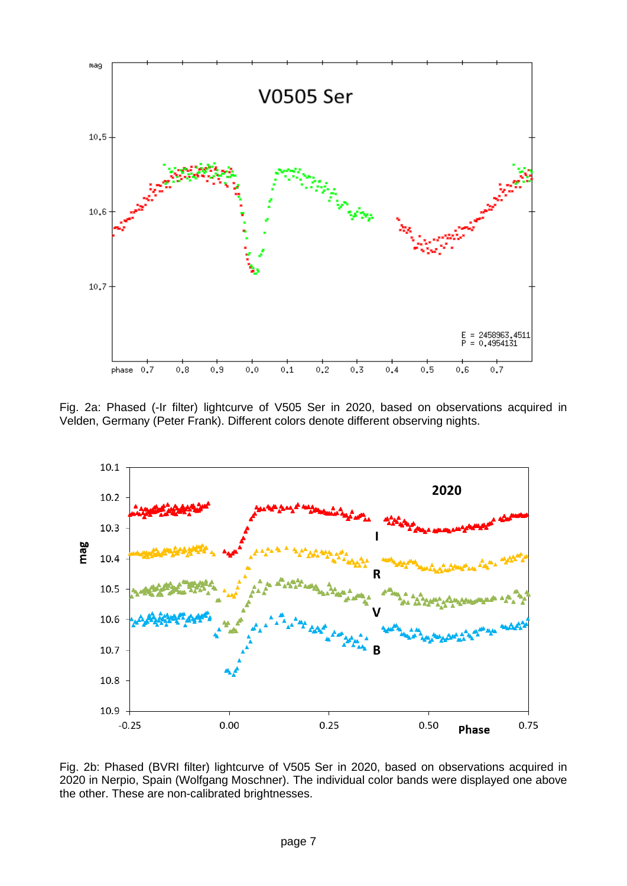Fig. 2a: Phased (-Ir filter) lightcurve of V505 Ser in 2020, based on observations acquired in Velden, Germany (Peter Frank). Different colors denote different observing nights.

Fig. 2b: Phased (BVRI filter) lightcurve of V505 Ser in 2020, based on observations acquired in 2020 in Nerpio, Spain (Wolfgang Moschner). The individual color bands were displayed one above the other. These are non-calibrated brightnesses.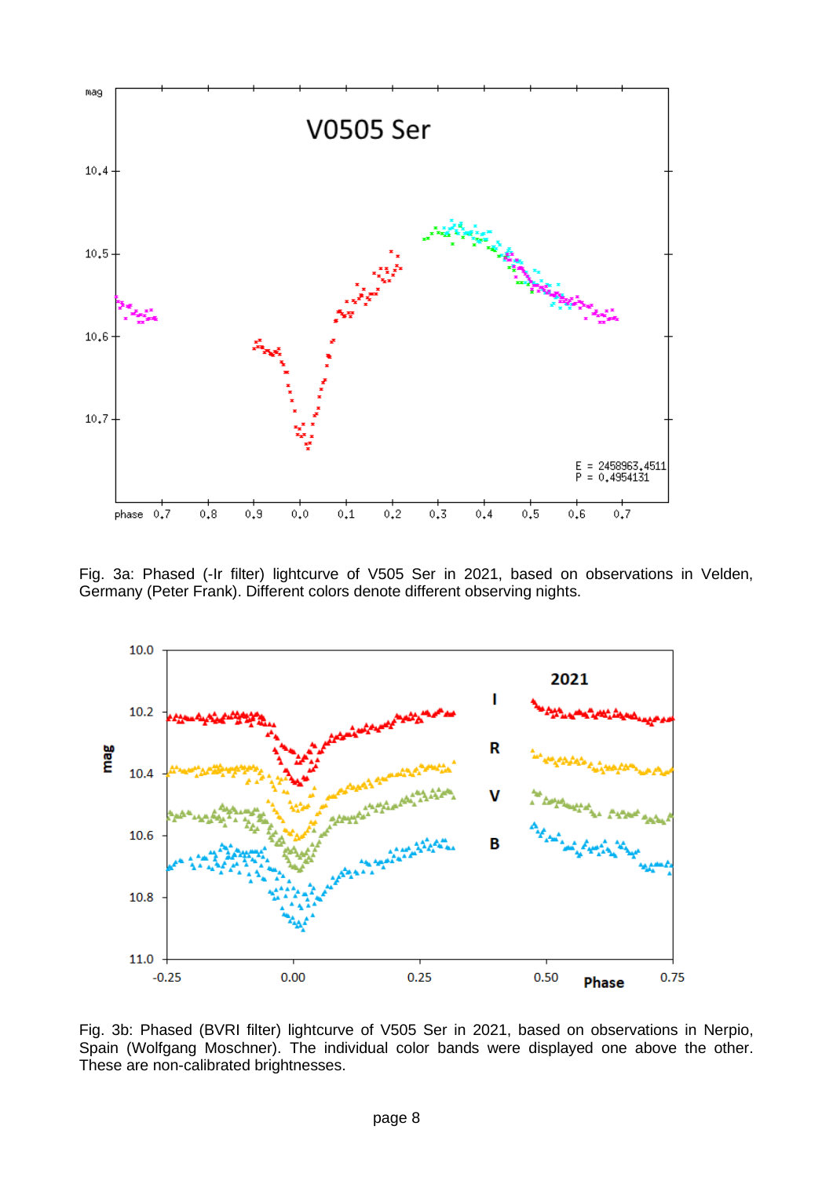Fig. 3a: Phased (-Ir filter) lightcurve of V505 Ser in 2021, based on observations in Velden, Germany (Peter Frank). Different colors denote different observing nights.

Fig. 3b: Phased (BVRI filter) lightcurve of V505 Ser in 2021, based on observations in Nerpio, Spain (Wolfgang Moschner). The individual color bands were displayed one above the other. These are non-calibrated brightnesses.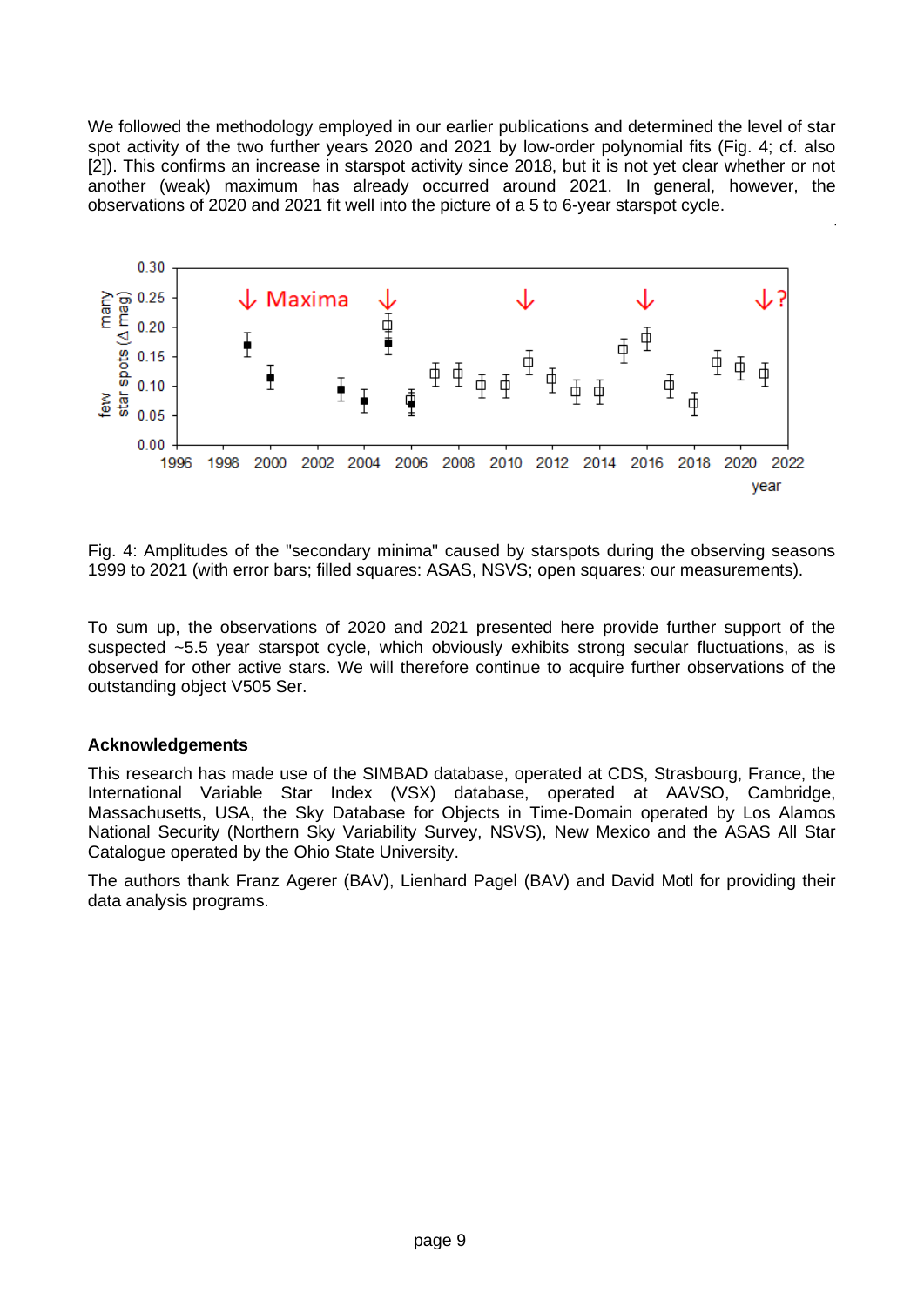We followed the methodology employed in our earlier publications and determined the level of star spot activity of the two further years 2020 and 2021 by low-order polynomial fits (Fig. 4; cf. also [2]). This confirms an increase in starspot activity since 2018, but it is not yet clear whether or not another (weak) maximum has already occurred around 2021. In general, however, the observations of 2020 and 2021 fit well into the picture of a 5 to 6-year starspot cycle.

Fig. 4: Amplitudes of the "secondary minima" caused by starspots during the observing seasons 1999 to 2021 (with error bars; filled squares: ASAS, NSVS; open squares: our measurements).

To sum up, the observations of 2020 and 2021 presented here provide further support of the suspected ~5.5 year starspot cycle, which obviously exhibits strong secular fluctuations, as is observed for other active stars. We will therefore continue to acquire further observations of the outstanding object V505 Ser.

**Acknowledgements**

This research has made use of the SIMBAD database, operated at CDS, Strasbourg, France, the International Variable Star Index (VSX) database, operated at AAVSO, Cambridge, Massachusetts, USA, the Sky Database for Objects in Time-Domain operated by Los Alamos National Security (Northern Sky Variability Survey, NSVS), New Mexico and the ASAS All Star Catalogue operated by the Ohio State University.

The authors thank Franz Agerer (BAV), Lienhard Pagel (BAV) and David Motl for providing their data analysis programs.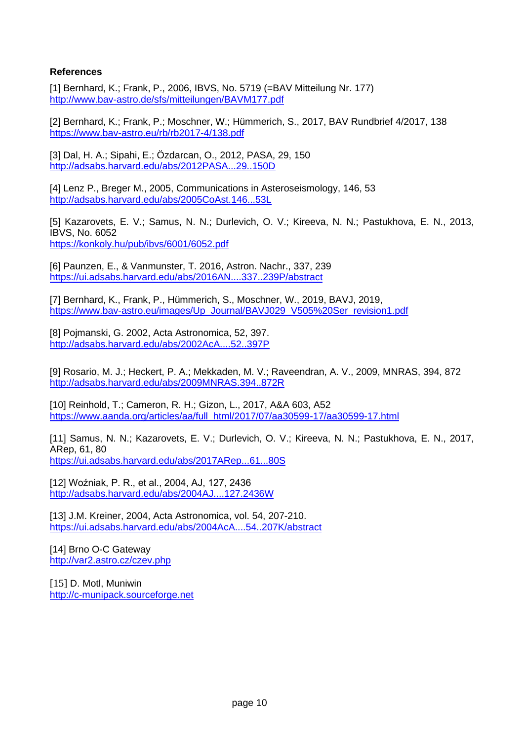**References**

[1] Bernhard, K.; Frank, P., 2006, IBVS, No. 5719 (=BAV Mitteilung Nr. 177)
http://www.bav-astro.de/sfs/mitteilungen/BAVM177.pdf

[2] Bernhard, K.; Frank, P.; Moschner, W.; Hümmerich, S., 2017, BAV Rundbrief 4/2017, 138
https://www.bav-astro.eu/rb/rb2017-4/138.pdf

[3] Dal, H. A.; Sipahi, E.; Özdarcan, O., 2012, PASA, 29, 150
http://adsabs.harvard.edu/abs/2012PASA...29..150D

[4] Lenz P., Breger M., 2005, Communications in Asteroseismology, 146, 53
http://adsabs.harvard.edu/abs/2005CoAst.146...53L

[5] Kazarovets, E. V.; Samus, N. N.; Durlevich, O. V.; Kireeva, N. N.; Pastukhova, E. N., 2013, IBVS, No. 6052
https://konkoly.hu/pub/ibvs/6001/6052.pdf

[6] Paunzen, E., & Vanmunster, T. 2016, Astron. Nachr., 337, 239
https://ui.adsabs.harvard.edu/abs/2016AN....337..239P/abstract

[7] Bernhard, K., Frank, P., Hümmerich, S., Moschner, W., 2019, BAVJ, 2019,
https://www.bav-astro.eu/images/Up_Journal/BAVJ029_V505%20Ser_revision1.pdf

[8] Pojmanski, G. 2002, Acta Astronomica, 52, 397.
http://adsabs.harvard.edu/abs/2002AcA....52..397P

[9] Rosario, M. J.; Heckert, P. A.; Mekkaden, M. V.; Raveendran, A. V., 2009, MNRAS, 394, 872
http://adsabs.harvard.edu/abs/2009MNRAS.394..872R

[10] Reinhold, T.; Cameron, R. H.; Gizon, L., 2017, A&A 603, A52
https://www.aanda.org/articles/aa/full_html/2017/07/aa30599-17/aa30599-17.html

[11] Samus, N. N.; Kazarovets, E. V.; Durlevich, O. V.; Kireeva, N. N.; Pastukhova, E. N., 2017, ARep, 61, 80
https://ui.adsabs.harvard.edu/abs/2017ARep...61...80S

[12] Woźniak, P. R., et al., 2004, AJ, 127, 2436
http://adsabs.harvard.edu/abs/2004AJ....127.2436W

[13] J.M. Kreiner, 2004, Acta Astronomica, vol. 54, 207-210.
https://ui.adsabs.harvard.edu/abs/2004AcA....54..207K/abstract

[14] Brno O-C Gateway
http://var2.astro.cz/czev.php

[15] D. Motl, Muniwin
http://c-munipack.sourceforge.net